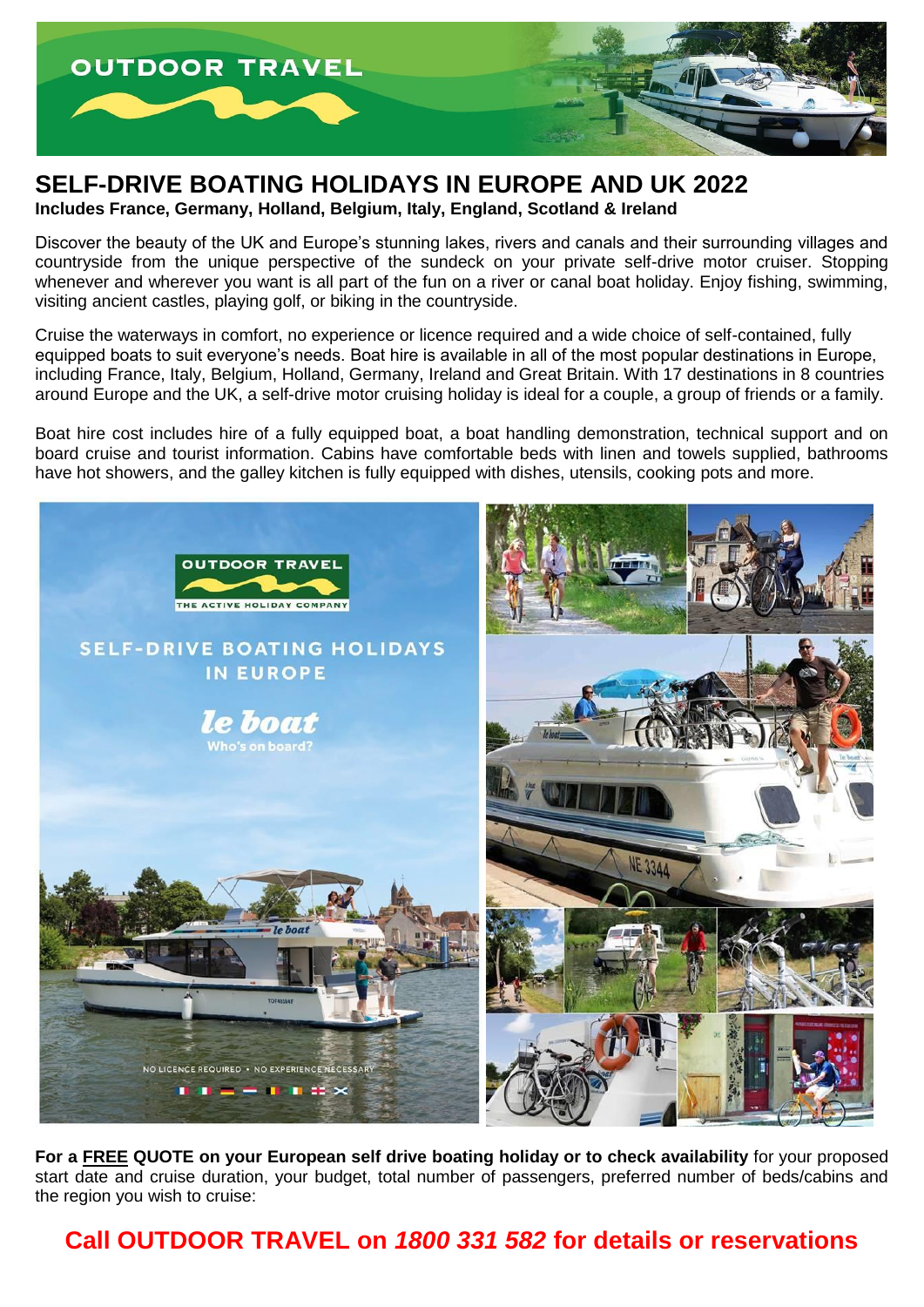# SELF-DRIVE BOATING HOLIDAYS IN EUROPE AND UK 2022

**Includes France, Germany, Holland, Belgium, Italy, England, Scotland & Ireland**

Discover the beauty of the UK and Europe's stunning lakes, rivers and canals and their surrounding villages and countryside from the unique perspective of the sundeck on your private self-drive motor cruiser. Stopping whenever and wherever you want is all part of the fun on a river or canal boat holiday. Enjoy fishing, swimming, visiting ancient castles, playing golf, or biking in the countryside.

Cruise the waterways in comfort, no experience or licence required and a wide choice of self-contained, fully equipped boats to suit everyone's needs. Boat hire is available in all of the most popular destinations in Europe, including France, Italy, Belgium, Holland, Germany, Ireland and Great Britain. With 17 destinations in 8 countries around Europe and the UK, a self-drive motor cruising holiday is ideal for a couple, a group of friends or a family.

Boat hire cost includes hire of a fully equipped boat, a boat handling demonstration, technical support and on board cruise and tourist information. Cabins have comfortable beds with linen and towels supplied, bathrooms have hot showers, and the galley kitchen is fully equipped with dishes, utensils, cooking pots and more.

**For a FREE QUOTE on your European self drive boating holiday or to check availability** for your proposed start date and cruise duration, your budget, total number of passengers, preferred number of beds/cabins and the region you wish to cruise:

## Call OUTDOOR TRAVEL on *1800 331 582* for details or reservations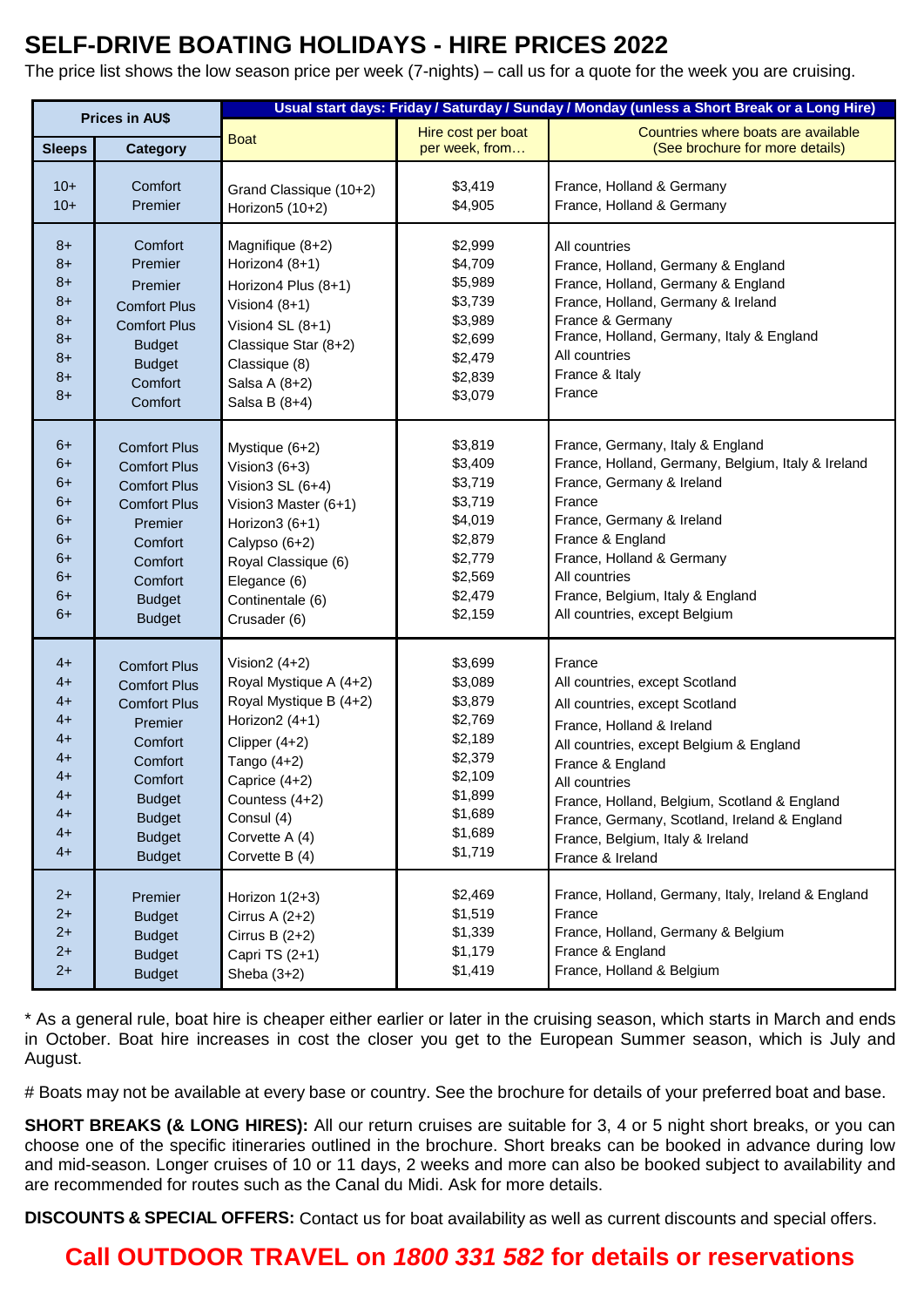# SELF-DRIVE BOATING HOLIDAYS - HIRE PRICES 2022

The price list shows the low season price per week (7-nights) – call us for a quote for the week you are cruising.

| Prices in AU$ | | Usual start days: Friday / Saturday / Sunday / Monday (unless a Short Break or a Long Hire) | | |
|---|---|---|---|---|
| **Sleeps** | **Category** | Boat | Hire cost per boat per week, from… | Countries where boats are available (See brochure for more details) |
| 10+ | Comfort | Grand Classique (10+2) | $3,419 | France, Holland & Germany |
| 10+ | Premier | Horizon5 (10+2) | $4,905 | France, Holland & Germany |
| 8+ | Comfort | Magnifique (8+2) | $2,999 | All countries |
| 8+ | Premier | Horizon4 (8+1) | $4,709 | France, Holland, Germany & England |
| 8+ | Premier | Horizon4 Plus (8+1) | $5,989 | France, Holland, Germany & England |
| 8+ | Comfort Plus | Vision4 (8+1) | $3,739 | France, Holland, Germany & Ireland |
| 8+ | Comfort Plus | Vision4 SL (8+1) | $3,989 | France & Germany |
| 8+ | Budget | Classique Star (8+2) | $2,699 | France, Holland, Germany, Italy & England |
| 8+ | Budget | Classique (8) | $2,479 | All countries |
| 8+ | Comfort | Salsa A (8+2) | $2,839 | France & Italy |
| 8+ | Comfort | Salsa B (8+4) | $3,079 | France |
| 6+ | Comfort Plus | Mystique (6+2) | $3,819 | France, Germany, Italy & England |
| 6+ | Comfort Plus | Vision3 (6+3) | $3,409 | France, Holland, Germany, Belgium, Italy & Ireland |
| 6+ | Comfort Plus | Vision3 SL (6+4) | $3,719 | France, Germany & Ireland |
| 6+ | Comfort Plus | Vision3 Master (6+1) | $3,719 | France |
| 6+ | Premier | Horizon3 (6+1) | $4,019 | France, Germany & Ireland |
| 6+ | Comfort | Calypso (6+2) | $2,879 | France & England |
| 6+ | Comfort | Royal Classique (6) | $2,779 | France, Holland & Germany |
| 6+ | Comfort | Elegance (6) | $2,569 | All countries |
| 6+ | Budget | Continentale (6) | $2,479 | France, Belgium, Italy & England |
| 6+ | Budget | Crusader (6) | $2,159 | All countries, except Belgium |
| 4+ | Comfort Plus | Vision2 (4+2) | $3,699 | France |
| 4+ | Comfort Plus | Royal Mystique A (4+2) | $3,089 | All countries, except Scotland |
| 4+ | Comfort Plus | Royal Mystique B (4+2) | $3,879 | All countries, except Scotland |
| 4+ | Premier | Horizon2 (4+1) | $2,769 | France, Holland & Ireland |
| 4+ | Comfort | Clipper (4+2) | $2,189 | All countries, except Belgium & England |
| 4+ | Comfort | Tango (4+2) | $2,379 | France & England |
| 4+ | Comfort | Caprice (4+2) | $2,109 | All countries |
| 4+ | Budget | Countess (4+2) | $1,899 | France, Holland, Belgium, Scotland & England |
| 4+ | Budget | Consul (4) | $1,689 | France, Germany, Scotland, Ireland & England |
| 4+ | Budget | Corvette A (4) | $1,689 | France, Belgium, Italy & Ireland |
| 4+ | Budget | Corvette B (4) | $1,719 | France & Ireland |
| 2+ | Premier | Horizon 1(2+3) | $2,469 | France, Holland, Germany, Italy, Ireland & England |
| 2+ | Budget | Cirrus A (2+2) | $1,519 | France |
| 2+ | Budget | Cirrus B (2+2) | $1,339 | France, Holland, Germany & Belgium |
| 2+ | Budget | Capri TS (2+1) | $1,179 | France & England |
| 2+ | Budget | Sheba (3+2) | $1,419 | France, Holland & Belgium |

* As a general rule, boat hire is cheaper either earlier or later in the cruising season, which starts in March and ends in October. Boat hire increases in cost the closer you get to the European Summer season, which is July and August.

# Boats may not be available at every base or country. See the brochure for details of your preferred boat and base.

**SHORT BREAKS (& LONG HIRES):** All our return cruises are suitable for 3, 4 or 5 night short breaks, or you can choose one of the specific itineraries outlined in the brochure. Short breaks can be booked in advance during low and mid-season. Longer cruises of 10 or 11 days, 2 weeks and more can also be booked subject to availability and are recommended for routes such as the Canal du Midi. Ask for more details.

**DISCOUNTS & SPECIAL OFFERS:** Contact us for boat availability as well as current discounts and special offers.

**Call OUTDOOR TRAVEL on *1800 331 582* for details or reservations**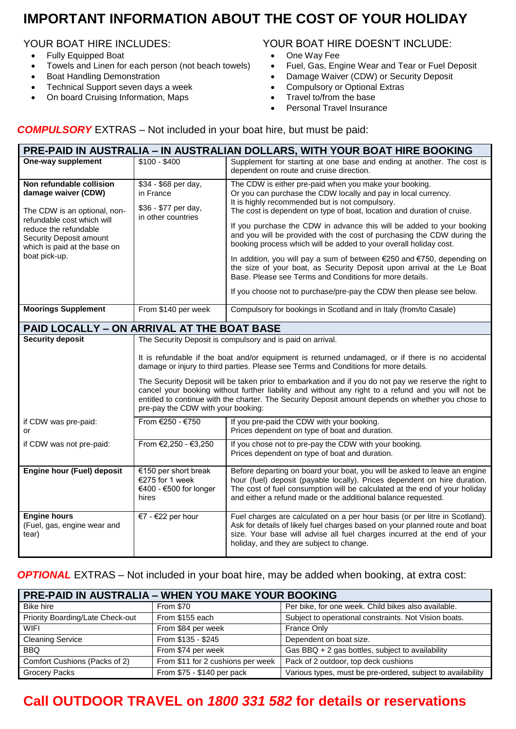# IMPORTANT INFORMATION ABOUT THE COST OF YOUR HOLIDAY

## YOUR BOAT HIRE INCLUDES:

- Fully Equipped Boat
- Towels and Linen for each person (not beach towels)
- Boat Handling Demonstration
- Technical Support seven days a week
- On board Cruising Information, Maps

## YOUR BOAT HIRE DOESN'T INCLUDE:

- One Way Fee
- Fuel, Gas, Engine Wear and Tear or Fuel Deposit
- Damage Waiver (CDW) or Security Deposit
- Compulsory or Optional Extras
- Travel to/from the base
- Personal Travel Insurance

## ***COMPULSORY*** EXTRAS – Not included in your boat hire, but must be paid:

| PRE-PAID IN AUSTRALIA – IN AUSTRALIAN DOLLARS, WITH YOUR BOAT HIRE BOOKING | | |
|---|---|---|
| **One-way supplement** | $100 - $400 | Supplement for starting at one base and ending at another. The cost is dependent on route and cruise direction. |
| **Non refundable collision damage waiver (CDW)**<br><br>The CDW is an optional, non-refundable cost which will reduce the refundable Security Deposit amount which is paid at the base on boat pick-up. | $34 - $68 per day, in France<br><br>$36 - $77 per day, in other countries | The CDW is either pre-paid when you make your booking.<br>Or you can purchase the CDW locally and pay in local currency.<br>It is highly recommended but is not compulsory.<br>The cost is dependent on type of boat, location and duration of cruise.<br><br>If you purchase the CDW in advance this will be added to your booking and you will be provided with the cost of purchasing the CDW during the booking process which will be added to your overall holiday cost.<br><br>In addition, you will pay a sum of between €250 and €750, depending on the size of your boat, as Security Deposit upon arrival at the Le Boat Base. Please see Terms and Conditions for more details.<br><br>If you choose not to purchase/pre-pay the CDW then please see below. |
| **Moorings Supplement** | From $140 per week | Compulsory for bookings in Scotland and in Italy (from/to Casale) |
| **PAID LOCALLY – ON ARRIVAL AT THE BOAT BASE** | | |
| **Security deposit** | The Security Deposit is compulsory and is paid on arrival.<br><br>It is refundable if the boat and/or equipment is returned undamaged, or if there is no accidental damage or injury to third parties. Please see Terms and Conditions for more details.<br><br>The Security Deposit will be taken prior to embarkation and if you do not pay we reserve the right to cancel your booking without further liability and without any right to a refund and you will not be entitled to continue with the charter. The Security Deposit amount depends on whether you chose to pre-pay the CDW with your booking: | |
| if CDW was pre-paid:<br>or | From €250 - €750 | If you pre-paid the CDW with your booking.<br>Prices dependent on type of boat and duration. |
| if CDW was not pre-paid: | From €2,250 - €3,250 | If you chose not to pre-pay the CDW with your booking.<br>Prices dependent on type of boat and duration. |
| **Engine hour (Fuel) deposit** | €150 per short break<br>€275 for 1 week<br>€400 - €500 for longer hires | Before departing on board your boat, you will be asked to leave an engine hour (fuel) deposit (payable locally). Prices dependent on hire duration. The cost of fuel consumption will be calculated at the end of your holiday and either a refund made or the additional balance requested. |
| **Engine hours**<br>(Fuel, gas, engine wear and tear) | €7 - €22 per hour | Fuel charges are calculated on a per hour basis (or per litre in Scotland). Ask for details of likely fuel charges based on your planned route and boat size. Your base will advise all fuel charges incurred at the end of your holiday, and they are subject to change. |

## ***OPTIONAL*** EXTRAS – Not included in your boat hire, may be added when booking, at extra cost:

| PRE-PAID IN AUSTRALIA – WHEN YOU MAKE YOUR BOOKING | | |
|---|---|---|
| Bike hire | From $70 | Per bike, for one week. Child bikes also available. |
| Priority Boarding/Late Check-out | From $155 each | Subject to operational constraints. Not Vision boats. |
| WIFI | From $84 per week | France Only |
| Cleaning Service | From $135 - $245 | Dependent on boat size. |
| BBQ | From $74 per week | Gas BBQ + 2 gas bottles, subject to availability |
| Comfort Cushions (Packs of 2) | From $11 for 2 cushions per week | Pack of 2 outdoor, top deck cushions |
| Grocery Packs | From $75 - $140 per pack | Various types, must be pre-ordered, subject to availability |

## Call OUTDOOR TRAVEL on *1800 331 582* for details or reservations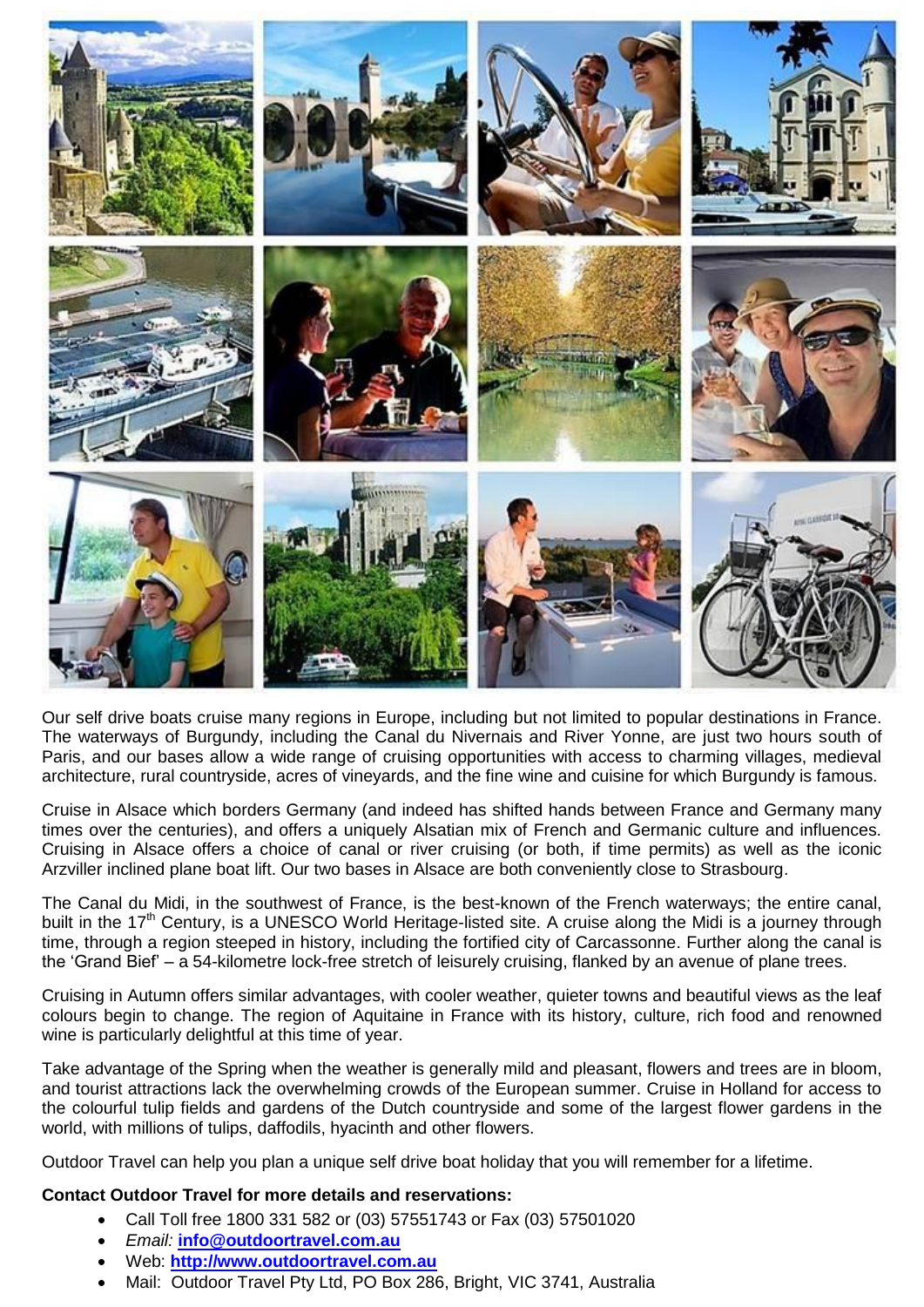Our self drive boats cruise many regions in Europe, including but not limited to popular destinations in France. The waterways of Burgundy, including the Canal du Nivernais and River Yonne, are just two hours south of Paris, and our bases allow a wide range of cruising opportunities with access to charming villages, medieval architecture, rural countryside, acres of vineyards, and the fine wine and cuisine for which Burgundy is famous.

Cruise in Alsace which borders Germany (and indeed has shifted hands between France and Germany many times over the centuries), and offers a uniquely Alsatian mix of French and Germanic culture and influences. Cruising in Alsace offers a choice of canal or river cruising (or both, if time permits) as well as the iconic Arzviller inclined plane boat lift. Our two bases in Alsace are both conveniently close to Strasbourg.

The Canal du Midi, in the southwest of France, is the best-known of the French waterways; the entire canal, built in the 17th Century, is a UNESCO World Heritage-listed site. A cruise along the Midi is a journey through time, through a region steeped in history, including the fortified city of Carcassonne. Further along the canal is the 'Grand Bief' – a 54-kilometre lock-free stretch of leisurely cruising, flanked by an avenue of plane trees.

Cruising in Autumn offers similar advantages, with cooler weather, quieter towns and beautiful views as the leaf colours begin to change. The region of Aquitaine in France with its history, culture, rich food and renowned wine is particularly delightful at this time of year.

Take advantage of the Spring when the weather is generally mild and pleasant, flowers and trees are in bloom, and tourist attractions lack the overwhelming crowds of the European summer. Cruise in Holland for access to the colourful tulip fields and gardens of the Dutch countryside and some of the largest flower gardens in the world, with millions of tulips, daffodils, hyacinth and other flowers.

Outdoor Travel can help you plan a unique self drive boat holiday that you will remember for a lifetime.

**Contact Outdoor Travel for more details and reservations:**

- Call Toll free 1800 331 582 or (03) 57551743 or Fax (03) 57501020
- *Email:* **info@outdoortravel.com.au**
- Web: **http://www.outdoortravel.com.au**
- Mail: Outdoor Travel Pty Ltd, PO Box 286, Bright, VIC 3741, Australia